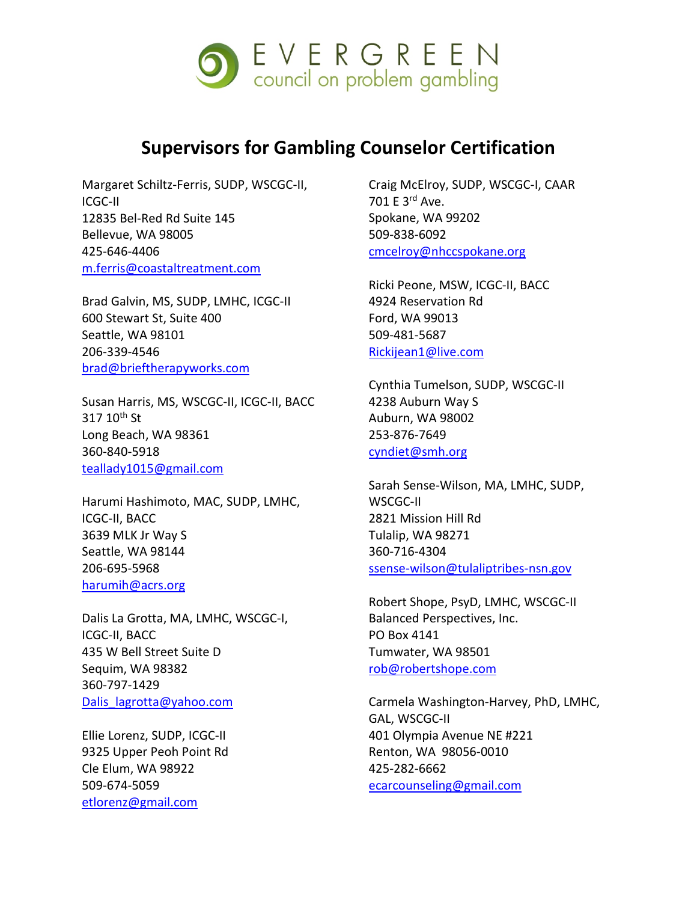EVERGREEN
council on problem gambling

# Supervisors for Gambling Counselor Certification

Margaret Schiltz-Ferris, SUDP, WSCGC-II, ICGC-II
12835 Bel-Red Rd Suite 145
Bellevue, WA 98005
425-646-4406
m.ferris@coastaltreatment.com

Brad Galvin, MS, SUDP, LMHC, ICGC-II
600 Stewart St, Suite 400
Seattle, WA 98101
206-339-4546
brad@brieftherapyworks.com

Susan Harris, MS, WSCGC-II, ICGC-II, BACC
317 10th St
Long Beach, WA 98361
360-840-5918
teallady1015@gmail.com

Harumi Hashimoto, MAC, SUDP, LMHC, ICGC-II, BACC
3639 MLK Jr Way S
Seattle, WA 98144
206-695-5968
harumih@acrs.org

Dalis La Grotta, MA, LMHC, WSCGC-I, ICGC-II, BACC
435 W Bell Street Suite D
Sequim, WA 98382
360-797-1429
Dalis_lagrotta@yahoo.com

Ellie Lorenz, SUDP, ICGC-II
9325 Upper Peoh Point Rd
Cle Elum, WA 98922
509-674-5059
etlorenz@gmail.com

Craig McElroy, SUDP, WSCGC-I, CAAR
701 E 3rd Ave.
Spokane, WA 99202
509-838-6092
cmcelroy@nhccspokane.org

Ricki Peone, MSW, ICGC-II, BACC
4924 Reservation Rd
Ford, WA 99013
509-481-5687
Rickijean1@live.com

Cynthia Tumelson, SUDP, WSCGC-II
4238 Auburn Way S
Auburn, WA 98002
253-876-7649
cyndiet@smh.org

Sarah Sense-Wilson, MA, LMHC, SUDP, WSCGC-II
2821 Mission Hill Rd
Tulalip, WA 98271
360-716-4304
ssense-wilson@tulaliptribes-nsn.gov

Robert Shope, PsyD, LMHC, WSCGC-II
Balanced Perspectives, Inc.
PO Box 4141
Tumwater, WA 98501
rob@robertshope.com

Carmela Washington-Harvey, PhD, LMHC, GAL, WSCGC-II
401 Olympia Avenue NE #221
Renton, WA 98056-0010
425-282-6662
ecarcounseling@gmail.com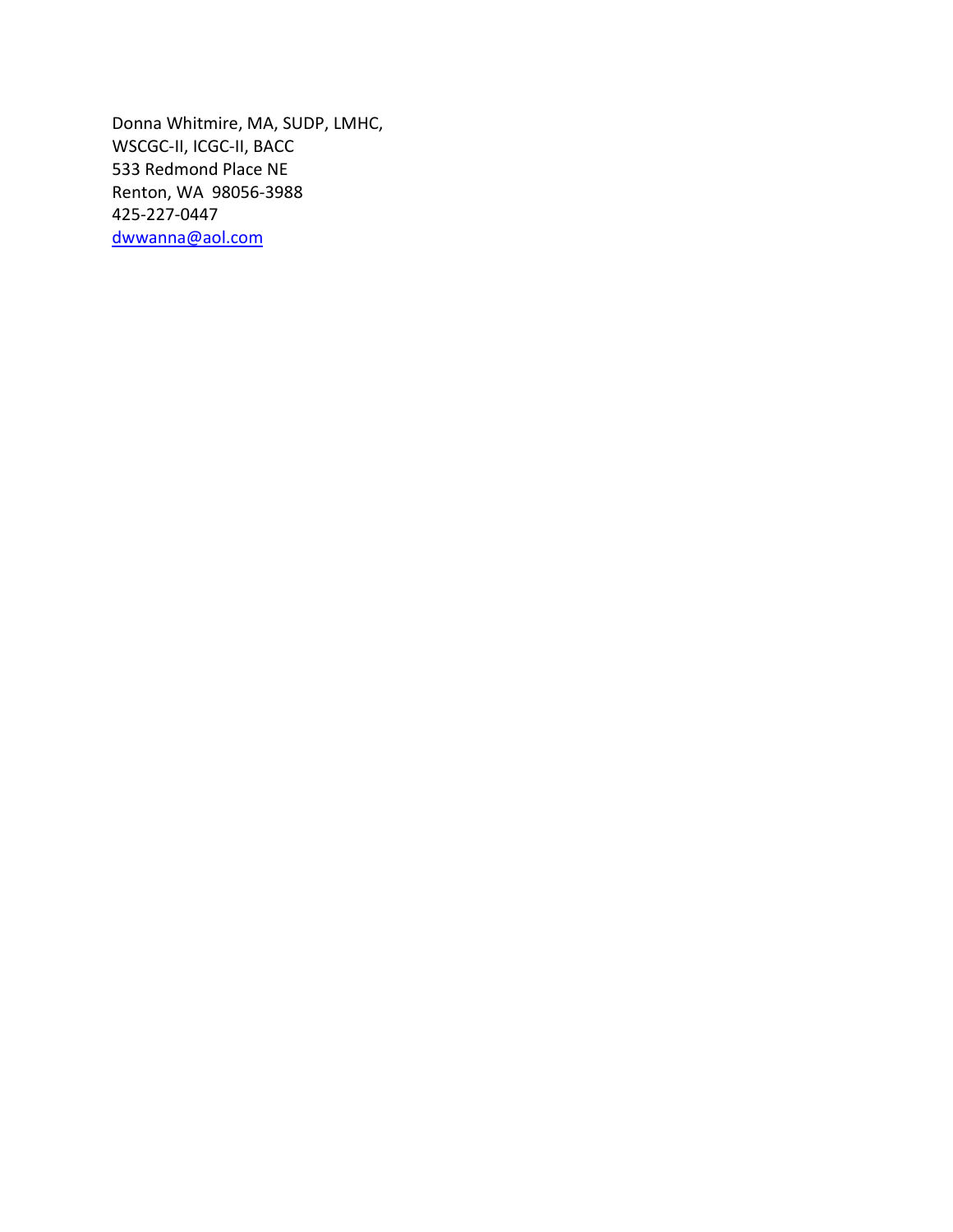Donna Whitmire, MA, SUDP, LMHC,
WSCGC-II, ICGC-II, BACC
533 Redmond Place NE
Renton, WA 98056-3988
425-227-0447
dwwanna@aol.com